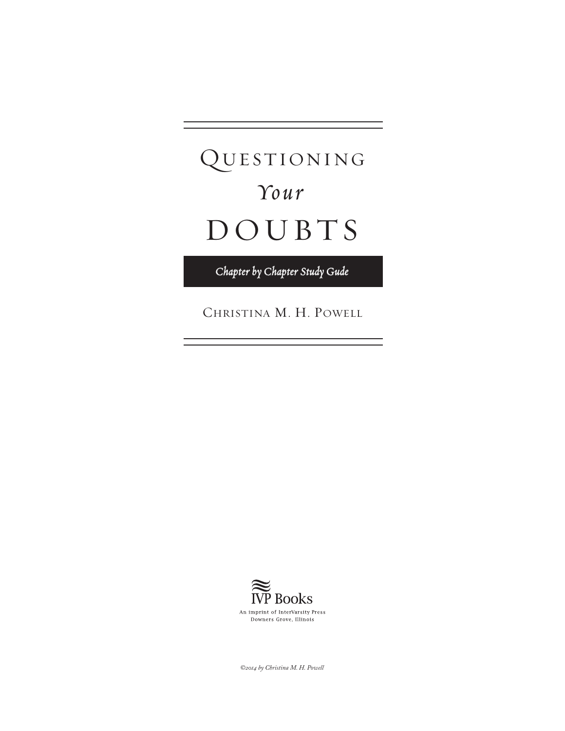# Questioning *Your* DOUBTS

*Chapter by Chapter Study Gude*

Christina M. H. Powell

IVP Books

An imprint of InterVarsity Press
Downers Grove, Illinois

*©2014 by Christina M. H. Powell*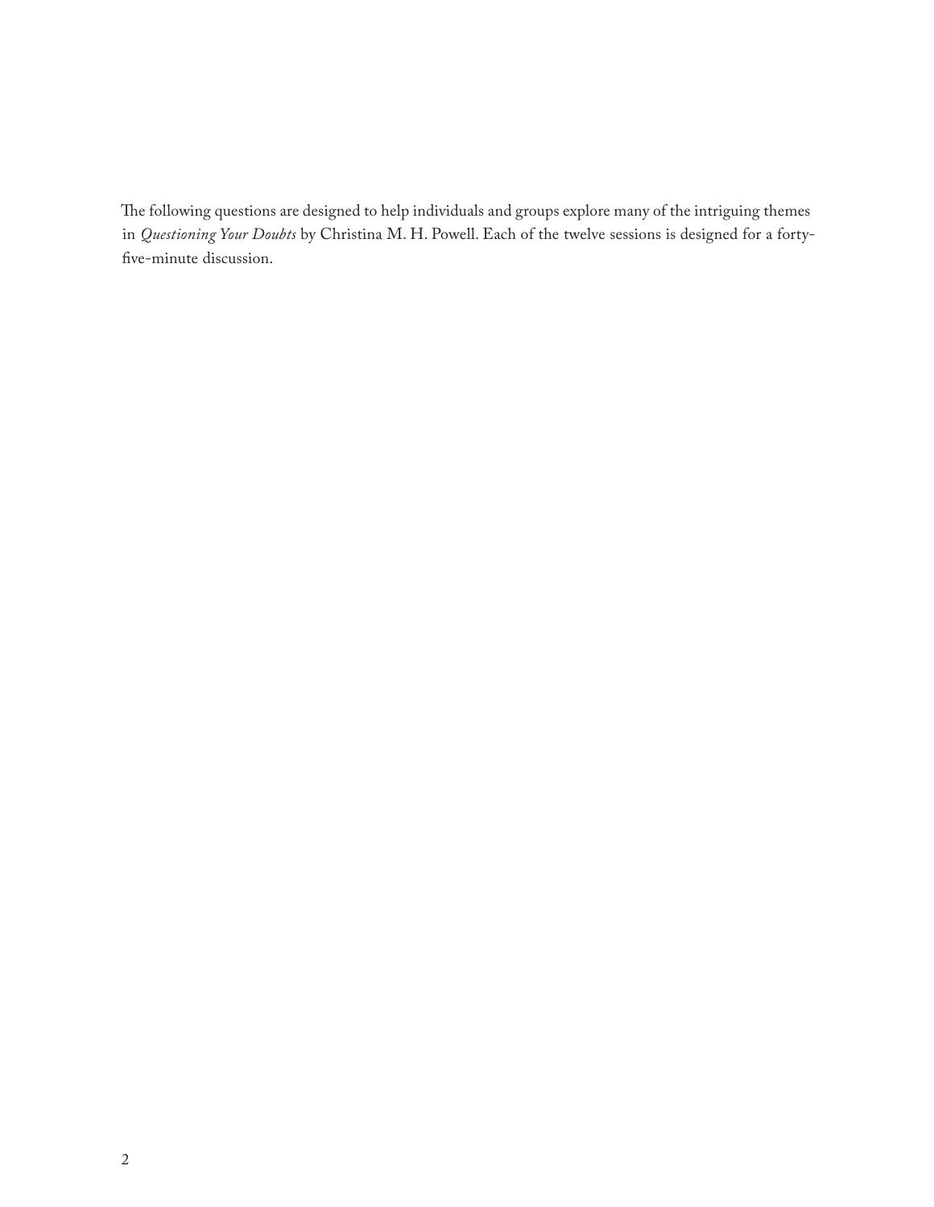The following questions are designed to help individuals and groups explore many of the intriguing themes in *Questioning Your Doubts* by Christina M. H. Powell. Each of the twelve sessions is designed for a forty-five-minute discussion.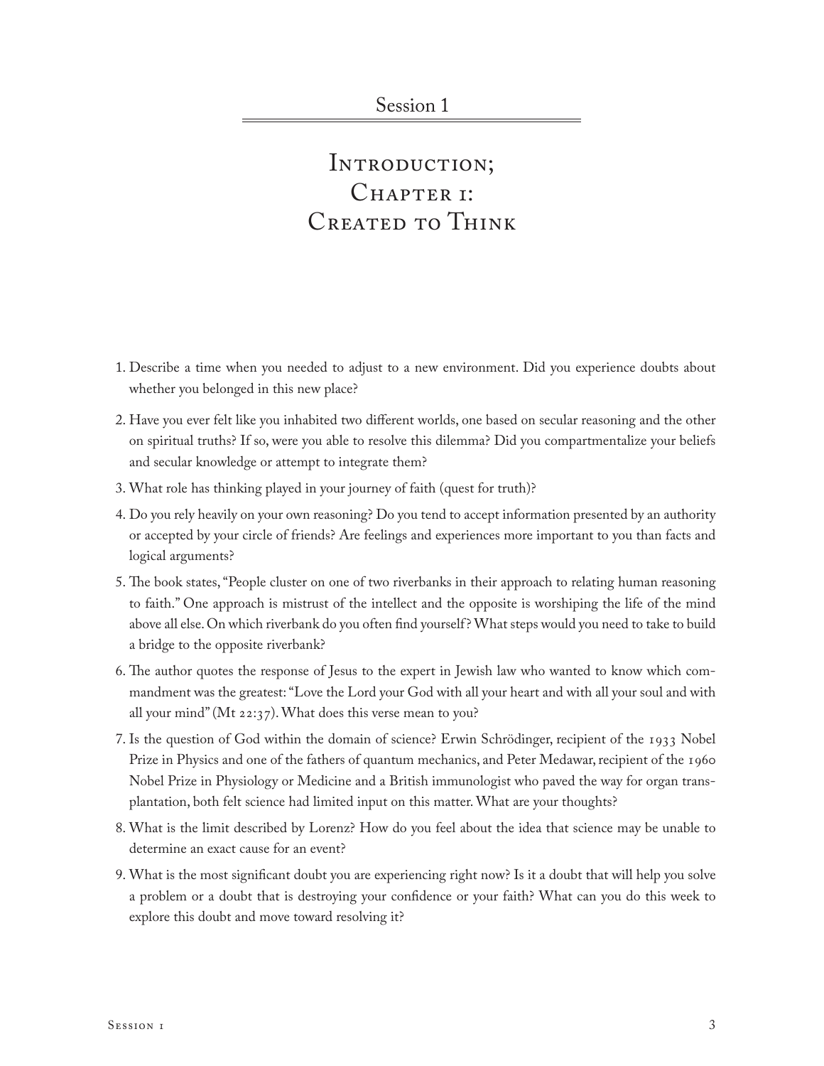## Session 1

# Introduction; Chapter 1: Created to Think

1. Describe a time when you needed to adjust to a new environment. Did you experience doubts about whether you belonged in this new place?
2. Have you ever felt like you inhabited two different worlds, one based on secular reasoning and the other on spiritual truths? If so, were you able to resolve this dilemma? Did you compartmentalize your beliefs and secular knowledge or attempt to integrate them?
3. What role has thinking played in your journey of faith (quest for truth)?
4. Do you rely heavily on your own reasoning? Do you tend to accept information presented by an authority or accepted by your circle of friends? Are feelings and experiences more important to you than facts and logical arguments?
5. The book states, "People cluster on one of two riverbanks in their approach to relating human reasoning to faith." One approach is mistrust of the intellect and the opposite is worshiping the life of the mind above all else. On which riverbank do you often find yourself? What steps would you need to take to build a bridge to the opposite riverbank?
6. The author quotes the response of Jesus to the expert in Jewish law who wanted to know which commandment was the greatest: "Love the Lord your God with all your heart and with all your soul and with all your mind" (Mt 22:37). What does this verse mean to you?
7. Is the question of God within the domain of science? Erwin Schrödinger, recipient of the 1933 Nobel Prize in Physics and one of the fathers of quantum mechanics, and Peter Medawar, recipient of the 1960 Nobel Prize in Physiology or Medicine and a British immunologist who paved the way for organ transplantation, both felt science had limited input on this matter. What are your thoughts?
8. What is the limit described by Lorenz? How do you feel about the idea that science may be unable to determine an exact cause for an event?
9. What is the most significant doubt you are experiencing right now? Is it a doubt that will help you solve a problem or a doubt that is destroying your confidence or your faith? What can you do this week to explore this doubt and move toward resolving it?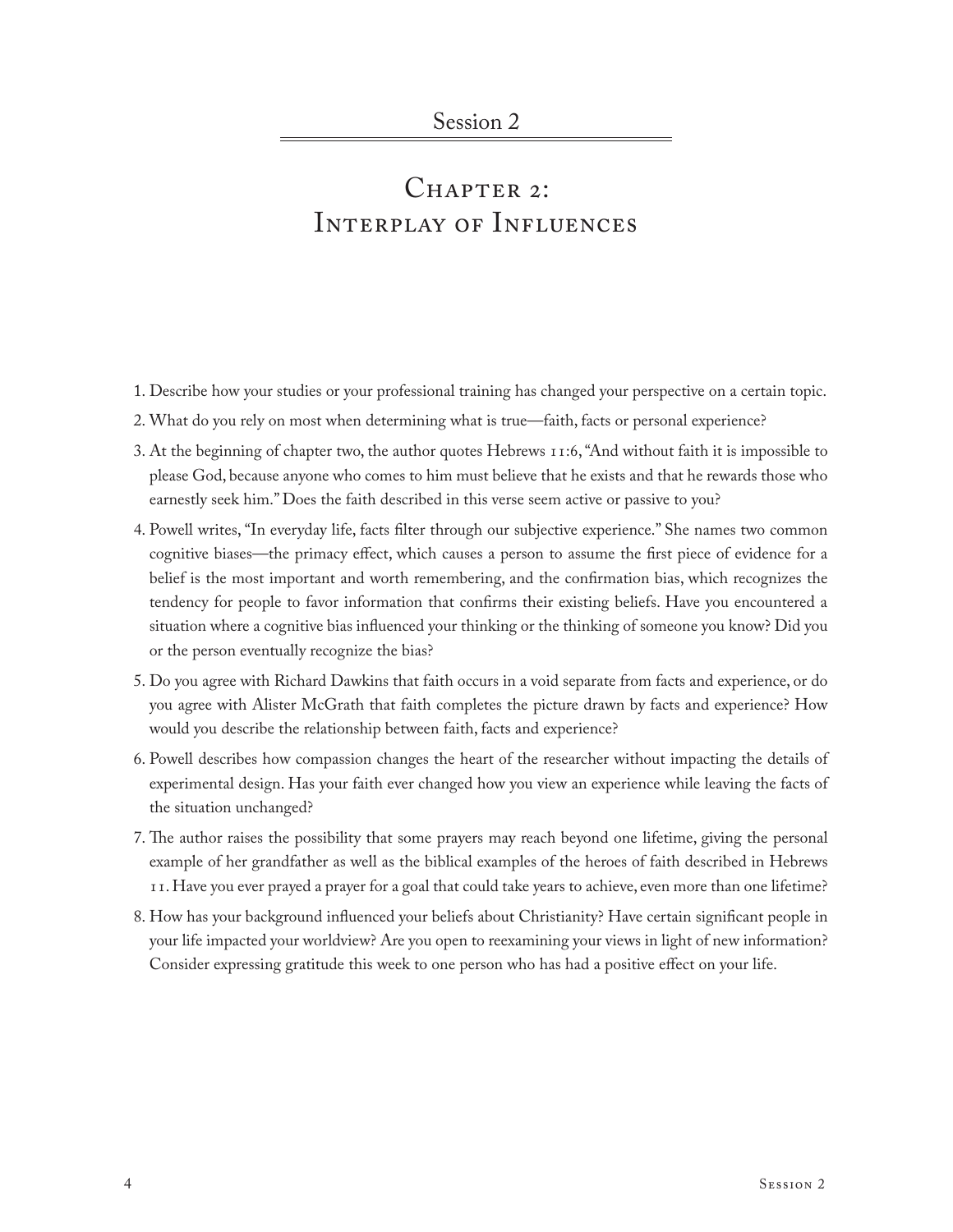## Session 2

# Chapter 2: Interplay of Influences

1. Describe how your studies or your professional training has changed your perspective on a certain topic.
2. What do you rely on most when determining what is true—faith, facts or personal experience?
3. At the beginning of chapter two, the author quotes Hebrews 11:6, "And without faith it is impossible to please God, because anyone who comes to him must believe that he exists and that he rewards those who earnestly seek him." Does the faith described in this verse seem active or passive to you?
4. Powell writes, "In everyday life, facts filter through our subjective experience." She names two common cognitive biases—the primacy effect, which causes a person to assume the first piece of evidence for a belief is the most important and worth remembering, and the confirmation bias, which recognizes the tendency for people to favor information that confirms their existing beliefs. Have you encountered a situation where a cognitive bias influenced your thinking or the thinking of someone you know? Did you or the person eventually recognize the bias?
5. Do you agree with Richard Dawkins that faith occurs in a void separate from facts and experience, or do you agree with Alister McGrath that faith completes the picture drawn by facts and experience? How would you describe the relationship between faith, facts and experience?
6. Powell describes how compassion changes the heart of the researcher without impacting the details of experimental design. Has your faith ever changed how you view an experience while leaving the facts of the situation unchanged?
7. The author raises the possibility that some prayers may reach beyond one lifetime, giving the personal example of her grandfather as well as the biblical examples of the heroes of faith described in Hebrews 11. Have you ever prayed a prayer for a goal that could take years to achieve, even more than one lifetime?
8. How has your background influenced your beliefs about Christianity? Have certain significant people in your life impacted your worldview? Are you open to reexamining your views in light of new information? Consider expressing gratitude this week to one person who has had a positive effect on your life.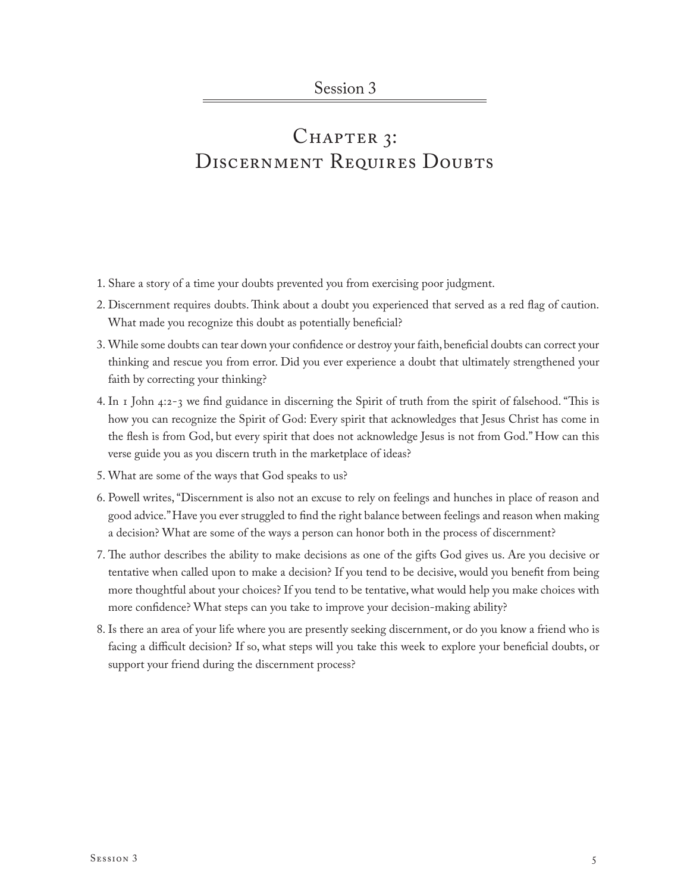## Session 3

# Chapter 3: Discernment Requires Doubts

1. Share a story of a time your doubts prevented you from exercising poor judgment.
2. Discernment requires doubts. Think about a doubt you experienced that served as a red flag of caution. What made you recognize this doubt as potentially beneficial?
3. While some doubts can tear down your confidence or destroy your faith, beneficial doubts can correct your thinking and rescue you from error. Did you ever experience a doubt that ultimately strengthened your faith by correcting your thinking?
4. In 1 John 4:2-3 we find guidance in discerning the Spirit of truth from the spirit of falsehood. "This is how you can recognize the Spirit of God: Every spirit that acknowledges that Jesus Christ has come in the flesh is from God, but every spirit that does not acknowledge Jesus is not from God." How can this verse guide you as you discern truth in the marketplace of ideas?
5. What are some of the ways that God speaks to us?
6. Powell writes, "Discernment is also not an excuse to rely on feelings and hunches in place of reason and good advice." Have you ever struggled to find the right balance between feelings and reason when making a decision? What are some of the ways a person can honor both in the process of discernment?
7. The author describes the ability to make decisions as one of the gifts God gives us. Are you decisive or tentative when called upon to make a decision? If you tend to be decisive, would you benefit from being more thoughtful about your choices? If you tend to be tentative, what would help you make choices with more confidence? What steps can you take to improve your decision-making ability?
8. Is there an area of your life where you are presently seeking discernment, or do you know a friend who is facing a difficult decision? If so, what steps will you take this week to explore your beneficial doubts, or support your friend during the discernment process?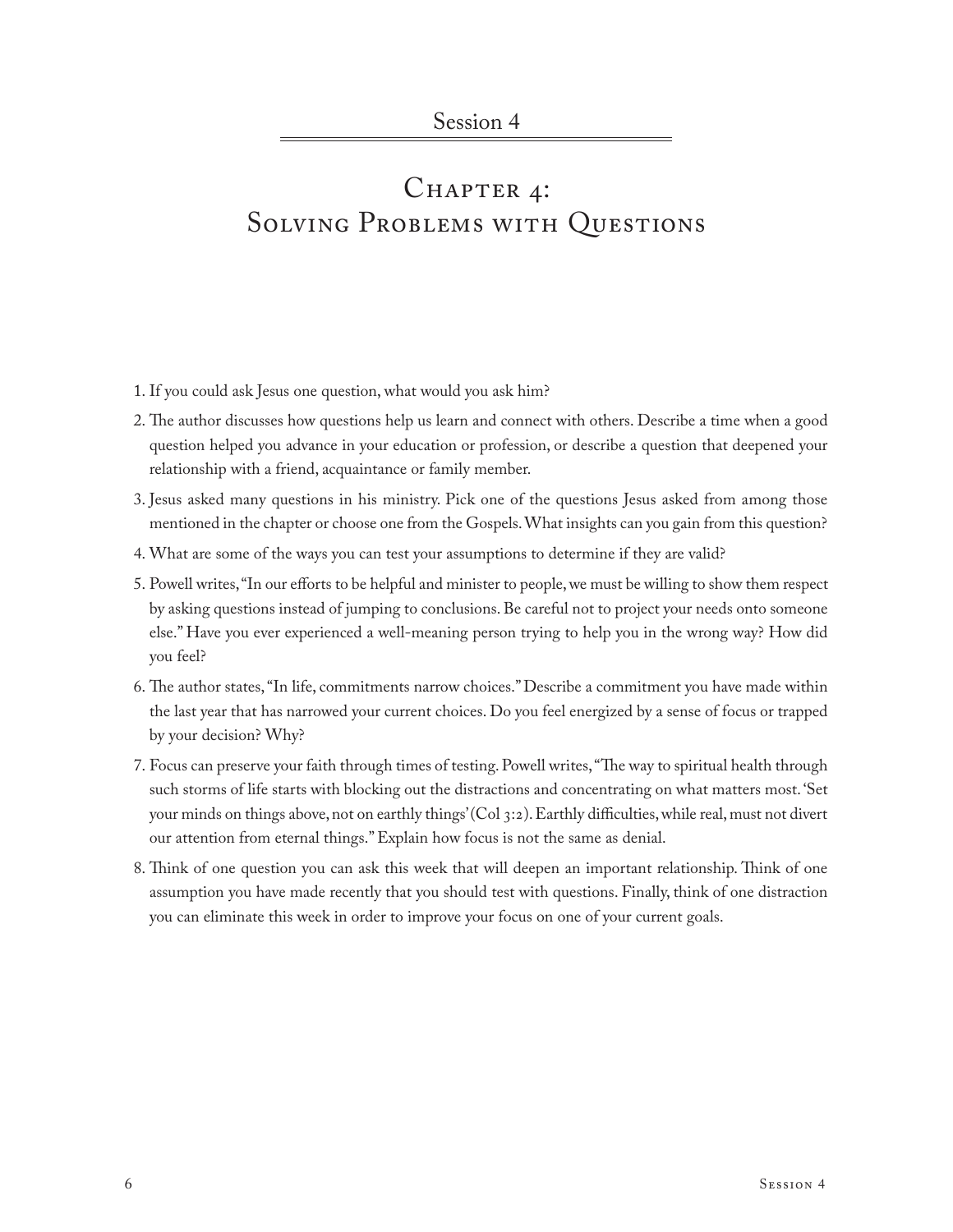Session 4

# Chapter 4: Solving Problems with Questions

1. If you could ask Jesus one question, what would you ask him?
2. The author discusses how questions help us learn and connect with others. Describe a time when a good question helped you advance in your education or profession, or describe a question that deepened your relationship with a friend, acquaintance or family member.
3. Jesus asked many questions in his ministry. Pick one of the questions Jesus asked from among those mentioned in the chapter or choose one from the Gospels. What insights can you gain from this question?
4. What are some of the ways you can test your assumptions to determine if they are valid?
5. Powell writes, "In our efforts to be helpful and minister to people, we must be willing to show them respect by asking questions instead of jumping to conclusions. Be careful not to project your needs onto someone else." Have you ever experienced a well-meaning person trying to help you in the wrong way? How did you feel?
6. The author states, "In life, commitments narrow choices." Describe a commitment you have made within the last year that has narrowed your current choices. Do you feel energized by a sense of focus or trapped by your decision? Why?
7. Focus can preserve your faith through times of testing. Powell writes, "The way to spiritual health through such storms of life starts with blocking out the distractions and concentrating on what matters most. 'Set your minds on things above, not on earthly things' (Col 3:2). Earthly difficulties, while real, must not divert our attention from eternal things." Explain how focus is not the same as denial.
8. Think of one question you can ask this week that will deepen an important relationship. Think of one assumption you have made recently that you should test with questions. Finally, think of one distraction you can eliminate this week in order to improve your focus on one of your current goals.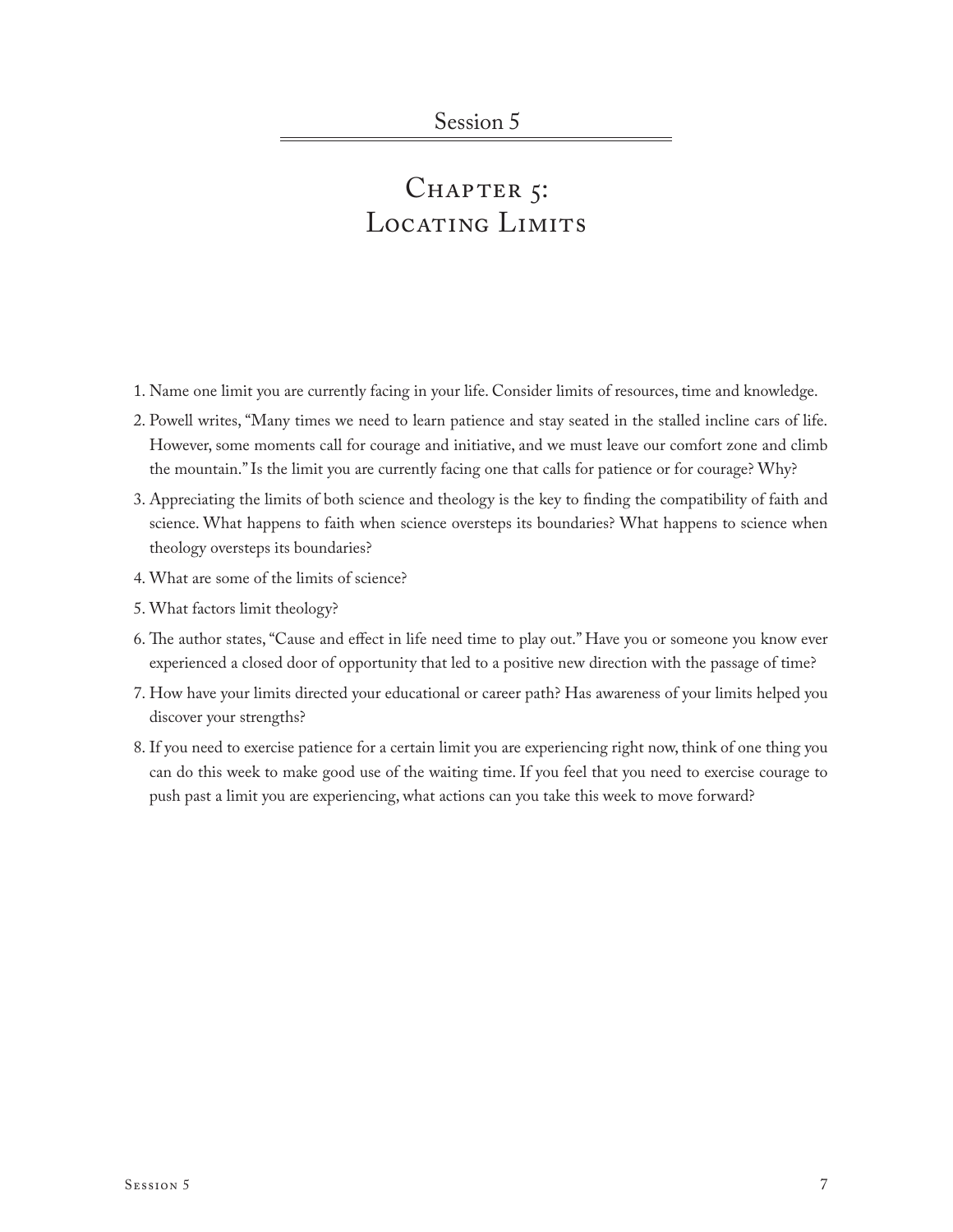## Session 5

# Chapter 5: Locating Limits

1. Name one limit you are currently facing in your life. Consider limits of resources, time and knowledge.
2. Powell writes, "Many times we need to learn patience and stay seated in the stalled incline cars of life. However, some moments call for courage and initiative, and we must leave our comfort zone and climb the mountain." Is the limit you are currently facing one that calls for patience or for courage? Why?
3. Appreciating the limits of both science and theology is the key to finding the compatibility of faith and science. What happens to faith when science oversteps its boundaries? What happens to science when theology oversteps its boundaries?
4. What are some of the limits of science?
5. What factors limit theology?
6. The author states, "Cause and effect in life need time to play out." Have you or someone you know ever experienced a closed door of opportunity that led to a positive new direction with the passage of time?
7. How have your limits directed your educational or career path? Has awareness of your limits helped you discover your strengths?
8. If you need to exercise patience for a certain limit you are experiencing right now, think of one thing you can do this week to make good use of the waiting time. If you feel that you need to exercise courage to push past a limit you are experiencing, what actions can you take this week to move forward?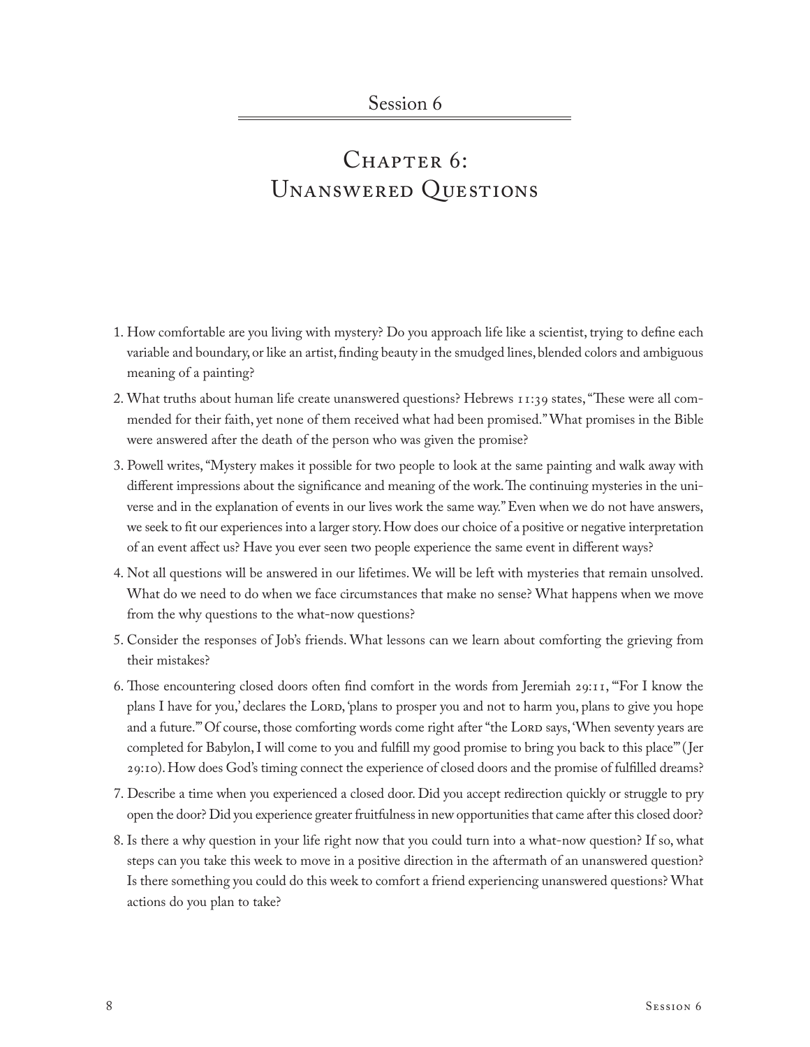## Session 6

# Chapter 6: Unanswered Questions

1. How comfortable are you living with mystery? Do you approach life like a scientist, trying to define each variable and boundary, or like an artist, finding beauty in the smudged lines, blended colors and ambiguous meaning of a painting?
2. What truths about human life create unanswered questions? Hebrews 11:39 states, "These were all commended for their faith, yet none of them received what had been promised." What promises in the Bible were answered after the death of the person who was given the promise?
3. Powell writes, "Mystery makes it possible for two people to look at the same painting and walk away with different impressions about the significance and meaning of the work. The continuing mysteries in the universe and in the explanation of events in our lives work the same way." Even when we do not have answers, we seek to fit our experiences into a larger story. How does our choice of a positive or negative interpretation of an event affect us? Have you ever seen two people experience the same event in different ways?
4. Not all questions will be answered in our lifetimes. We will be left with mysteries that remain unsolved. What do we need to do when we face circumstances that make no sense? What happens when we move from the why questions to the what-now questions?
5. Consider the responses of Job's friends. What lessons can we learn about comforting the grieving from their mistakes?
6. Those encountering closed doors often find comfort in the words from Jeremiah 29:11, "'For I know the plans I have for you,' declares the Lord, 'plans to prosper you and not to harm you, plans to give you hope and a future.'" Of course, those comforting words come right after "the Lord says, 'When seventy years are completed for Babylon, I will come to you and fulfill my good promise to bring you back to this place'" (Jer 29:10). How does God's timing connect the experience of closed doors and the promise of fulfilled dreams?
7. Describe a time when you experienced a closed door. Did you accept redirection quickly or struggle to pry open the door? Did you experience greater fruitfulness in new opportunities that came after this closed door?
8. Is there a why question in your life right now that you could turn into a what-now question? If so, what steps can you take this week to move in a positive direction in the aftermath of an unanswered question? Is there something you could do this week to comfort a friend experiencing unanswered questions? What actions do you plan to take?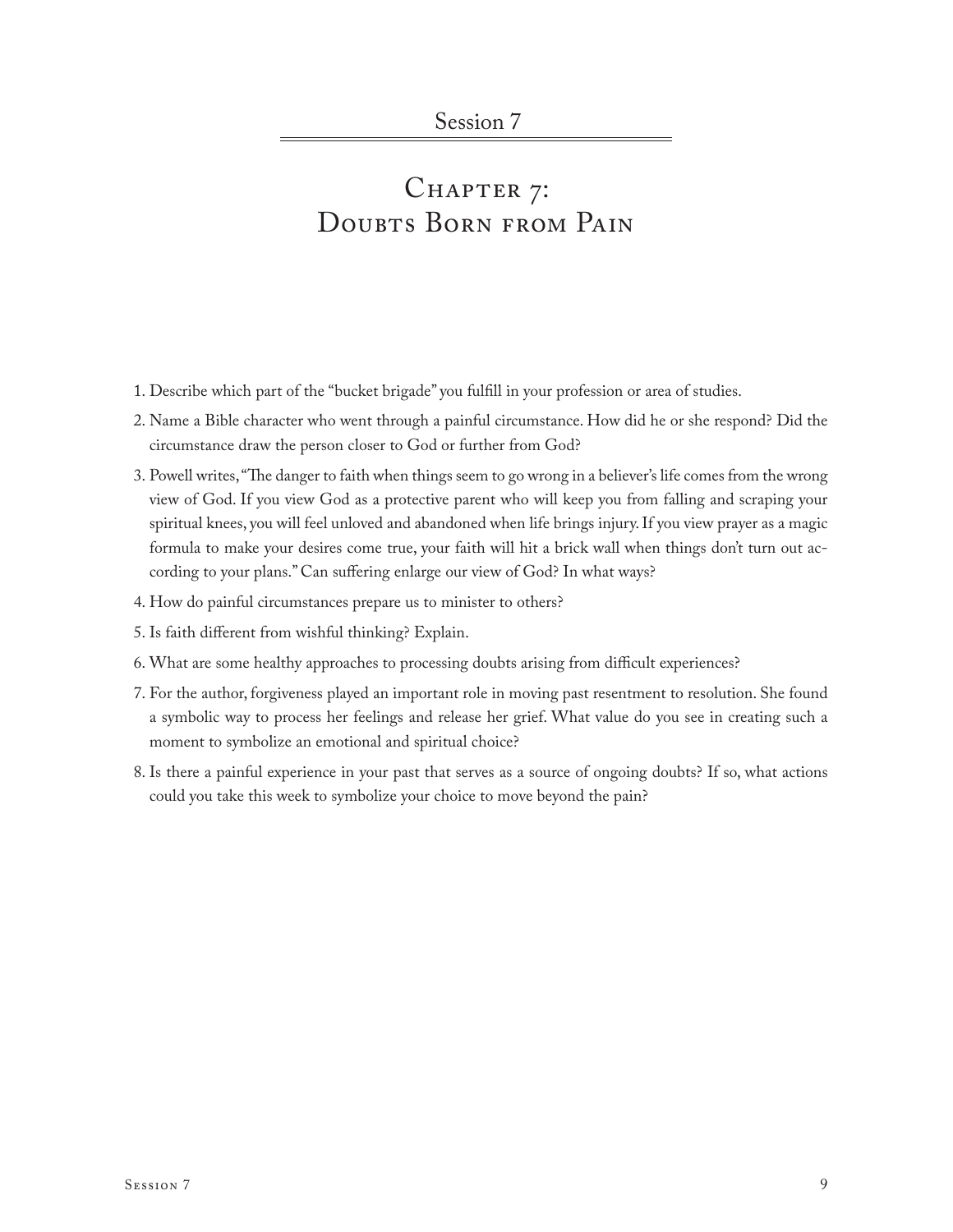Session 7

# Chapter 7: Doubts Born from Pain

1. Describe which part of the "bucket brigade" you fulfill in your profession or area of studies.
2. Name a Bible character who went through a painful circumstance. How did he or she respond? Did the circumstance draw the person closer to God or further from God?
3. Powell writes, "The danger to faith when things seem to go wrong in a believer's life comes from the wrong view of God. If you view God as a protective parent who will keep you from falling and scraping your spiritual knees, you will feel unloved and abandoned when life brings injury. If you view prayer as a magic formula to make your desires come true, your faith will hit a brick wall when things don't turn out according to your plans." Can suffering enlarge our view of God? In what ways?
4. How do painful circumstances prepare us to minister to others?
5. Is faith different from wishful thinking? Explain.
6. What are some healthy approaches to processing doubts arising from difficult experiences?
7. For the author, forgiveness played an important role in moving past resentment to resolution. She found a symbolic way to process her feelings and release her grief. What value do you see in creating such a moment to symbolize an emotional and spiritual choice?
8. Is there a painful experience in your past that serves as a source of ongoing doubts? If so, what actions could you take this week to symbolize your choice to move beyond the pain?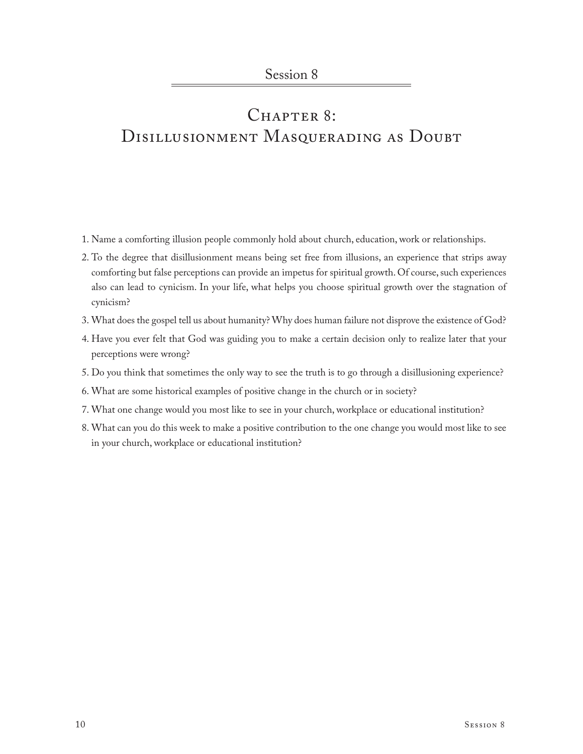## Session 8

# Chapter 8: Disillusionment Masquerading as Doubt

1. Name a comforting illusion people commonly hold about church, education, work or relationships.
2. To the degree that disillusionment means being set free from illusions, an experience that strips away comforting but false perceptions can provide an impetus for spiritual growth. Of course, such experiences also can lead to cynicism. In your life, what helps you choose spiritual growth over the stagnation of cynicism?
3. What does the gospel tell us about humanity? Why does human failure not disprove the existence of God?
4. Have you ever felt that God was guiding you to make a certain decision only to realize later that your perceptions were wrong?
5. Do you think that sometimes the only way to see the truth is to go through a disillusioning experience?
6. What are some historical examples of positive change in the church or in society?
7. What one change would you most like to see in your church, workplace or educational institution?
8. What can you do this week to make a positive contribution to the one change you would most like to see in your church, workplace or educational institution?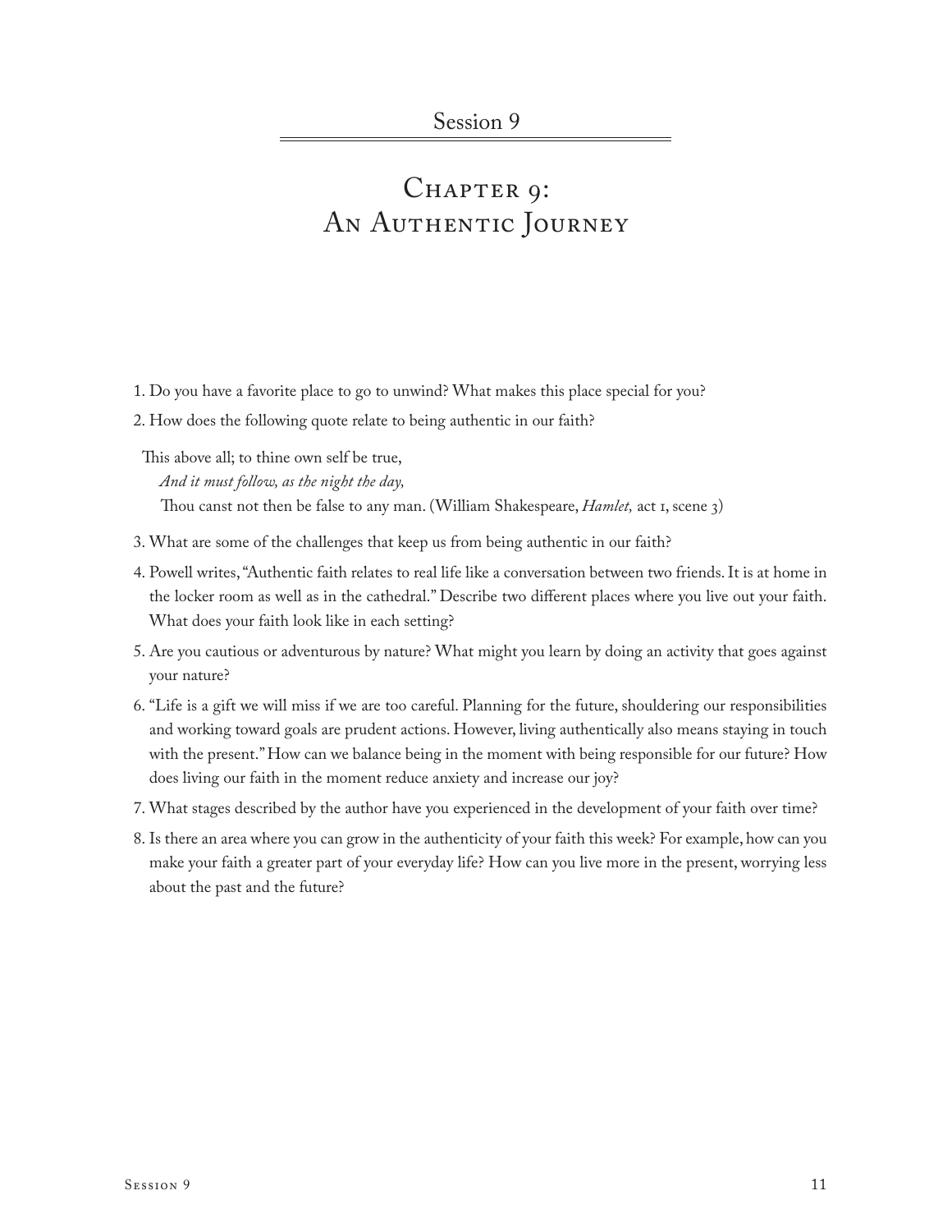Session 9

# Chapter 9: An Authentic Journey

1. Do you have a favorite place to go to unwind? What makes this place special for you?
2. How does the following quote relate to being authentic in our faith?

   This above all; to thine own self be true,
   *And it must follow, as the night the day,*
   Thou canst not then be false to any man. (William Shakespeare, *Hamlet,* act 1, scene 3)

3. What are some of the challenges that keep us from being authentic in our faith?
4. Powell writes, "Authentic faith relates to real life like a conversation between two friends. It is at home in the locker room as well as in the cathedral." Describe two different places where you live out your faith. What does your faith look like in each setting?
5. Are you cautious or adventurous by nature? What might you learn by doing an activity that goes against your nature?
6. "Life is a gift we will miss if we are too careful. Planning for the future, shouldering our responsibilities and working toward goals are prudent actions. However, living authentically also means staying in touch with the present." How can we balance being in the moment with being responsible for our future? How does living our faith in the moment reduce anxiety and increase our joy?
7. What stages described by the author have you experienced in the development of your faith over time?
8. Is there an area where you can grow in the authenticity of your faith this week? For example, how can you make your faith a greater part of your everyday life? How can you live more in the present, worrying less about the past and the future?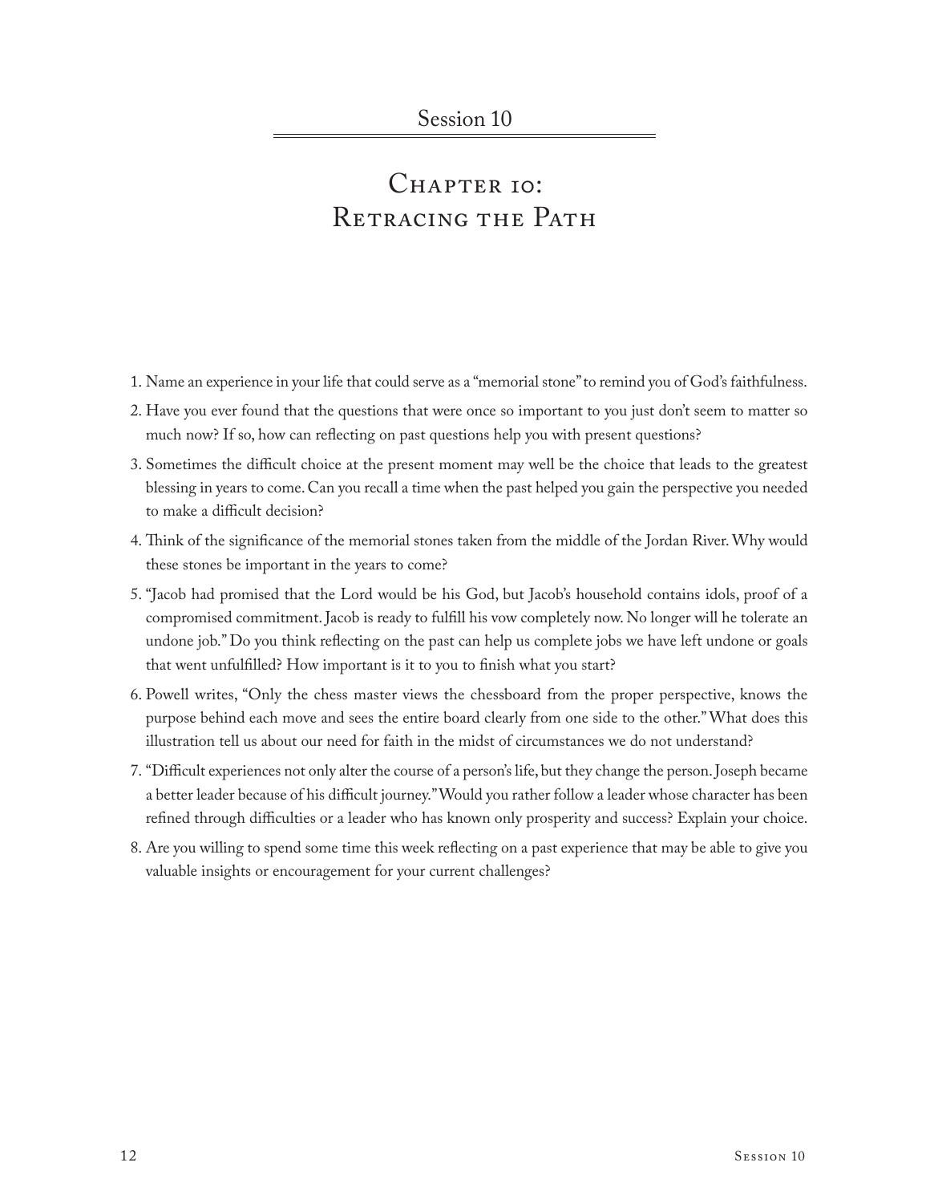Session 10

# Chapter 10: Retracing the Path

1. Name an experience in your life that could serve as a "memorial stone" to remind you of God's faithfulness.
2. Have you ever found that the questions that were once so important to you just don't seem to matter so much now? If so, how can reflecting on past questions help you with present questions?
3. Sometimes the difficult choice at the present moment may well be the choice that leads to the greatest blessing in years to come. Can you recall a time when the past helped you gain the perspective you needed to make a difficult decision?
4. Think of the significance of the memorial stones taken from the middle of the Jordan River. Why would these stones be important in the years to come?
5. "Jacob had promised that the Lord would be his God, but Jacob's household contains idols, proof of a compromised commitment. Jacob is ready to fulfill his vow completely now. No longer will he tolerate an undone job." Do you think reflecting on the past can help us complete jobs we have left undone or goals that went unfulfilled? How important is it to you to finish what you start?
6. Powell writes, "Only the chess master views the chessboard from the proper perspective, knows the purpose behind each move and sees the entire board clearly from one side to the other." What does this illustration tell us about our need for faith in the midst of circumstances we do not understand?
7. "Difficult experiences not only alter the course of a person's life, but they change the person. Joseph became a better leader because of his difficult journey." Would you rather follow a leader whose character has been refined through difficulties or a leader who has known only prosperity and success? Explain your choice.
8. Are you willing to spend some time this week reflecting on a past experience that may be able to give you valuable insights or encouragement for your current challenges?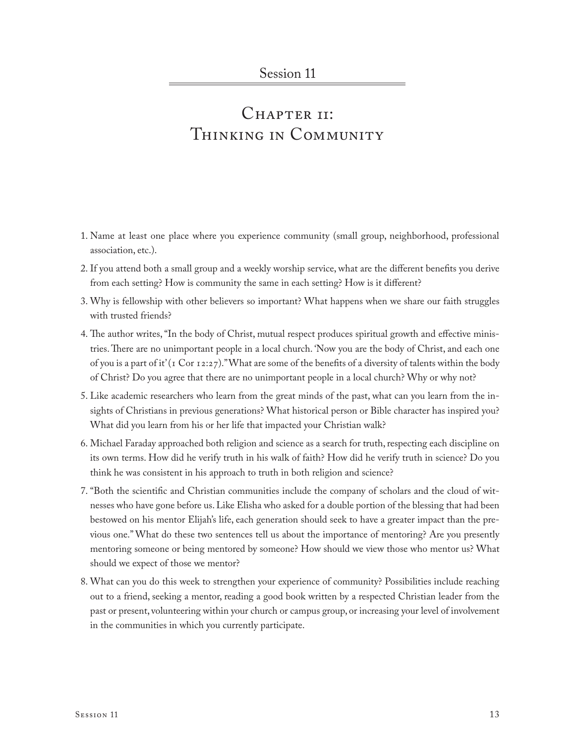## Session 11

# Chapter 11: Thinking in Community

1. Name at least one place where you experience community (small group, neighborhood, professional association, etc.).
2. If you attend both a small group and a weekly worship service, what are the different benefits you derive from each setting? How is community the same in each setting? How is it different?
3. Why is fellowship with other believers so important? What happens when we share our faith struggles with trusted friends?
4. The author writes, "In the body of Christ, mutual respect produces spiritual growth and effective ministries. There are no unimportant people in a local church. 'Now you are the body of Christ, and each one of you is a part of it' (1 Cor 12:27)." What are some of the benefits of a diversity of talents within the body of Christ? Do you agree that there are no unimportant people in a local church? Why or why not?
5. Like academic researchers who learn from the great minds of the past, what can you learn from the insights of Christians in previous generations? What historical person or Bible character has inspired you? What did you learn from his or her life that impacted your Christian walk?
6. Michael Faraday approached both religion and science as a search for truth, respecting each discipline on its own terms. How did he verify truth in his walk of faith? How did he verify truth in science? Do you think he was consistent in his approach to truth in both religion and science?
7. "Both the scientific and Christian communities include the company of scholars and the cloud of witnesses who have gone before us. Like Elisha who asked for a double portion of the blessing that had been bestowed on his mentor Elijah's life, each generation should seek to have a greater impact than the previous one." What do these two sentences tell us about the importance of mentoring? Are you presently mentoring someone or being mentored by someone? How should we view those who mentor us? What should we expect of those we mentor?
8. What can you do this week to strengthen your experience of community? Possibilities include reaching out to a friend, seeking a mentor, reading a good book written by a respected Christian leader from the past or present, volunteering within your church or campus group, or increasing your level of involvement in the communities in which you currently participate.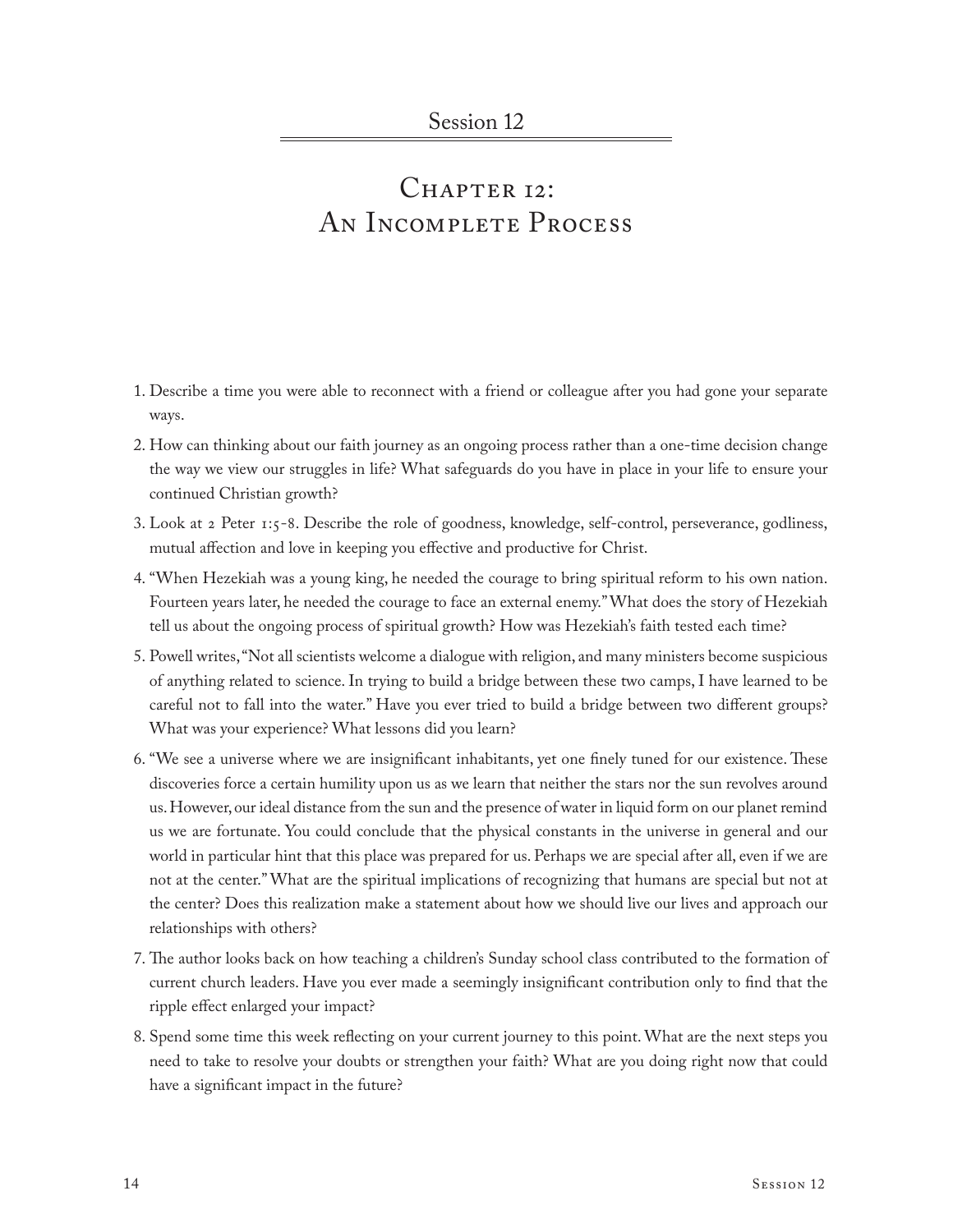## Session 12

# Chapter 12: An Incomplete Process

1. Describe a time you were able to reconnect with a friend or colleague after you had gone your separate ways.
2. How can thinking about our faith journey as an ongoing process rather than a one-time decision change the way we view our struggles in life? What safeguards do you have in place in your life to ensure your continued Christian growth?
3. Look at 2 Peter 1:5-8. Describe the role of goodness, knowledge, self-control, perseverance, godliness, mutual affection and love in keeping you effective and productive for Christ.
4. "When Hezekiah was a young king, he needed the courage to bring spiritual reform to his own nation. Fourteen years later, he needed the courage to face an external enemy." What does the story of Hezekiah tell us about the ongoing process of spiritual growth? How was Hezekiah's faith tested each time?
5. Powell writes, "Not all scientists welcome a dialogue with religion, and many ministers become suspicious of anything related to science. In trying to build a bridge between these two camps, I have learned to be careful not to fall into the water." Have you ever tried to build a bridge between two different groups? What was your experience? What lessons did you learn?
6. "We see a universe where we are insignificant inhabitants, yet one finely tuned for our existence. These discoveries force a certain humility upon us as we learn that neither the stars nor the sun revolves around us. However, our ideal distance from the sun and the presence of water in liquid form on our planet remind us we are fortunate. You could conclude that the physical constants in the universe in general and our world in particular hint that this place was prepared for us. Perhaps we are special after all, even if we are not at the center." What are the spiritual implications of recognizing that humans are special but not at the center? Does this realization make a statement about how we should live our lives and approach our relationships with others?
7. The author looks back on how teaching a children's Sunday school class contributed to the formation of current church leaders. Have you ever made a seemingly insignificant contribution only to find that the ripple effect enlarged your impact?
8. Spend some time this week reflecting on your current journey to this point. What are the next steps you need to take to resolve your doubts or strengthen your faith? What are you doing right now that could have a significant impact in the future?